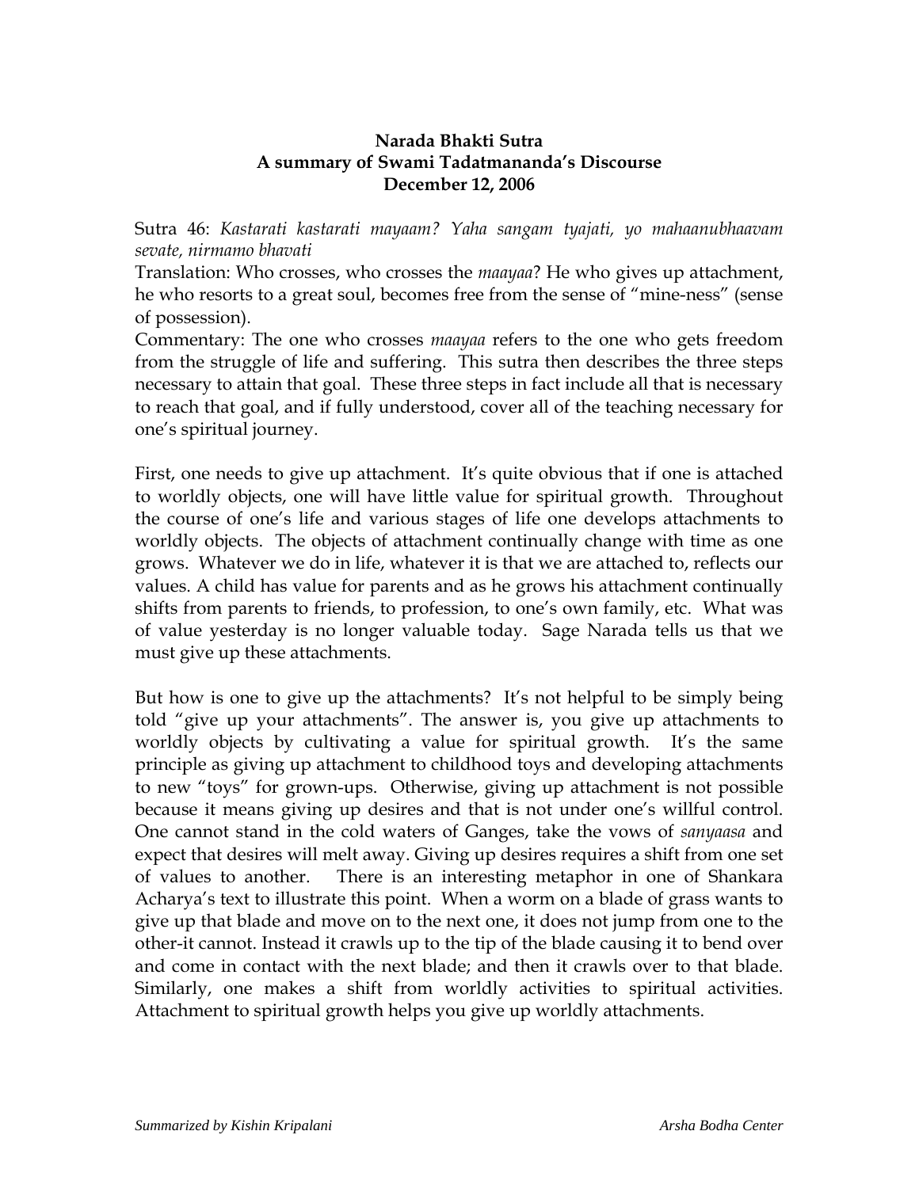**Narada Bhakti Sutra**
**A summary of Swami Tadatmananda's Discourse**
**December 12, 2006**

Sutra 46: *Kastarati kastarati mayaam? Yaha sangam tyajati, yo mahaanubhaavam sevate, nirmamo bhavati*

Translation: Who crosses, who crosses the *maayaa*? He who gives up attachment, he who resorts to a great soul, becomes free from the sense of "mine-ness" (sense of possession).

Commentary: The one who crosses *maayaa* refers to the one who gets freedom from the struggle of life and suffering. This sutra then describes the three steps necessary to attain that goal. These three steps in fact include all that is necessary to reach that goal, and if fully understood, cover all of the teaching necessary for one's spiritual journey.

First, one needs to give up attachment. It's quite obvious that if one is attached to worldly objects, one will have little value for spiritual growth. Throughout the course of one's life and various stages of life one develops attachments to worldly objects. The objects of attachment continually change with time as one grows. Whatever we do in life, whatever it is that we are attached to, reflects our values. A child has value for parents and as he grows his attachment continually shifts from parents to friends, to profession, to one's own family, etc. What was of value yesterday is no longer valuable today. Sage Narada tells us that we must give up these attachments.

But how is one to give up the attachments? It's not helpful to be simply being told "give up your attachments". The answer is, you give up attachments to worldly objects by cultivating a value for spiritual growth. It's the same principle as giving up attachment to childhood toys and developing attachments to new "toys" for grown-ups. Otherwise, giving up attachment is not possible because it means giving up desires and that is not under one's willful control. One cannot stand in the cold waters of Ganges, take the vows of *sanyaasa* and expect that desires will melt away. Giving up desires requires a shift from one set of values to another. There is an interesting metaphor in one of Shankara Acharya's text to illustrate this point. When a worm on a blade of grass wants to give up that blade and move on to the next one, it does not jump from one to the other-it cannot. Instead it crawls up to the tip of the blade causing it to bend over and come in contact with the next blade; and then it crawls over to that blade. Similarly, one makes a shift from worldly activities to spiritual activities. Attachment to spiritual growth helps you give up worldly attachments.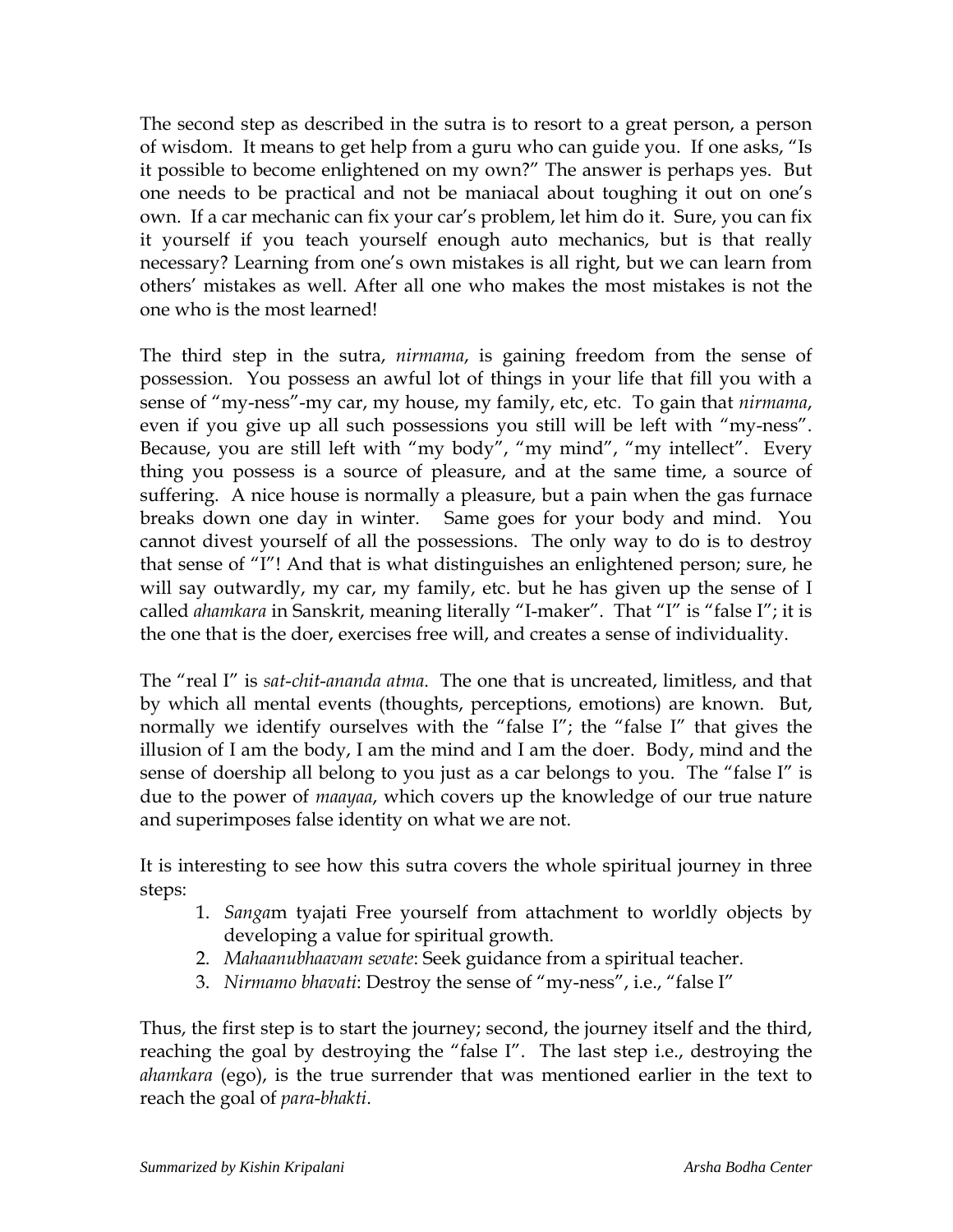The second step as described in the sutra is to resort to a great person, a person of wisdom. It means to get help from a guru who can guide you. If one asks, "Is it possible to become enlightened on my own?" The answer is perhaps yes. But one needs to be practical and not be maniacal about toughing it out on one's own. If a car mechanic can fix your car's problem, let him do it. Sure, you can fix it yourself if you teach yourself enough auto mechanics, but is that really necessary? Learning from one's own mistakes is all right, but we can learn from others' mistakes as well. After all one who makes the most mistakes is not the one who is the most learned!

The third step in the sutra, *nirmama*, is gaining freedom from the sense of possession. You possess an awful lot of things in your life that fill you with a sense of "my-ness"-my car, my house, my family, etc, etc. To gain that *nirmama*, even if you give up all such possessions you still will be left with "my-ness". Because, you are still left with "my body", "my mind", "my intellect". Every thing you possess is a source of pleasure, and at the same time, a source of suffering. A nice house is normally a pleasure, but a pain when the gas furnace breaks down one day in winter. Same goes for your body and mind. You cannot divest yourself of all the possessions. The only way to do is to destroy that sense of "I"! And that is what distinguishes an enlightened person; sure, he will say outwardly, my car, my family, etc. but he has given up the sense of I called *ahamkara* in Sanskrit, meaning literally "I-maker". That "I" is "false I"; it is the one that is the doer, exercises free will, and creates a sense of individuality.

The "real I" is *sat-chit-ananda atma*. The one that is uncreated, limitless, and that by which all mental events (thoughts, perceptions, emotions) are known. But, normally we identify ourselves with the "false I"; the "false I" that gives the illusion of I am the body, I am the mind and I am the doer. Body, mind and the sense of doership all belong to you just as a car belongs to you. The "false I" is due to the power of *maayaa*, which covers up the knowledge of our true nature and superimposes false identity on what we are not.

It is interesting to see how this sutra covers the whole spiritual journey in three steps:

1. *Sanga*m tyajati Free yourself from attachment to worldly objects by developing a value for spiritual growth.
2. *Mahaanubhaavam sevate*: Seek guidance from a spiritual teacher.
3. *Nirmamo bhavati*: Destroy the sense of "my-ness", i.e., "false I"

Thus, the first step is to start the journey; second, the journey itself and the third, reaching the goal by destroying the "false I". The last step i.e., destroying the *ahamkara* (ego), is the true surrender that was mentioned earlier in the text to reach the goal of *para-bhakti*.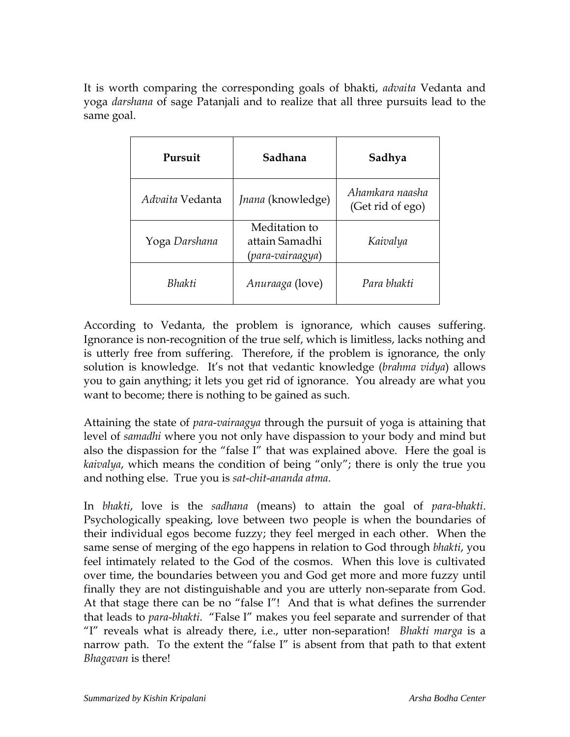It is worth comparing the corresponding goals of bhakti, *advaita* Vedanta and yoga *darshana* of sage Patanjali and to realize that all three pursuits lead to the same goal.

| **Pursuit** | **Sadhana** | **Sadhya** |
| --- | --- | --- |
| *Advaita* Vedanta | *Jnana* (knowledge) | *Ahamkara naasha* (Get rid of ego) |
| Yoga *Darshana* | Meditation to attain Samadhi (*para-vairaagya*) | *Kaivalya* |
| *Bhakti* | *Anuraaga* (love) | *Para bhakti* |

According to Vedanta, the problem is ignorance, which causes suffering. Ignorance is non-recognition of the true self, which is limitless, lacks nothing and is utterly free from suffering. Therefore, if the problem is ignorance, the only solution is knowledge. It's not that vedantic knowledge (*brahma vidya*) allows you to gain anything; it lets you get rid of ignorance. You already are what you want to become; there is nothing to be gained as such.

Attaining the state of *para-vairaagya* through the pursuit of yoga is attaining that level of *samadhi* where you not only have dispassion to your body and mind but also the dispassion for the "false I" that was explained above. Here the goal is *kaivalya*, which means the condition of being "only"; there is only the true you and nothing else. True you is *sat-chit-ananda atma*.

In *bhakti*, love is the *sadhana* (means) to attain the goal of *para-bhakti*. Psychologically speaking, love between two people is when the boundaries of their individual egos become fuzzy; they feel merged in each other. When the same sense of merging of the ego happens in relation to God through *bhakti*, you feel intimately related to the God of the cosmos. When this love is cultivated over time, the boundaries between you and God get more and more fuzzy until finally they are not distinguishable and you are utterly non-separate from God. At that stage there can be no "false I"! And that is what defines the surrender that leads to *para-bhakti*. "False I" makes you feel separate and surrender of that "I" reveals what is already there, i.e., utter non-separation! *Bhakti marga* is a narrow path. To the extent the "false I" is absent from that path to that extent *Bhagavan* is there!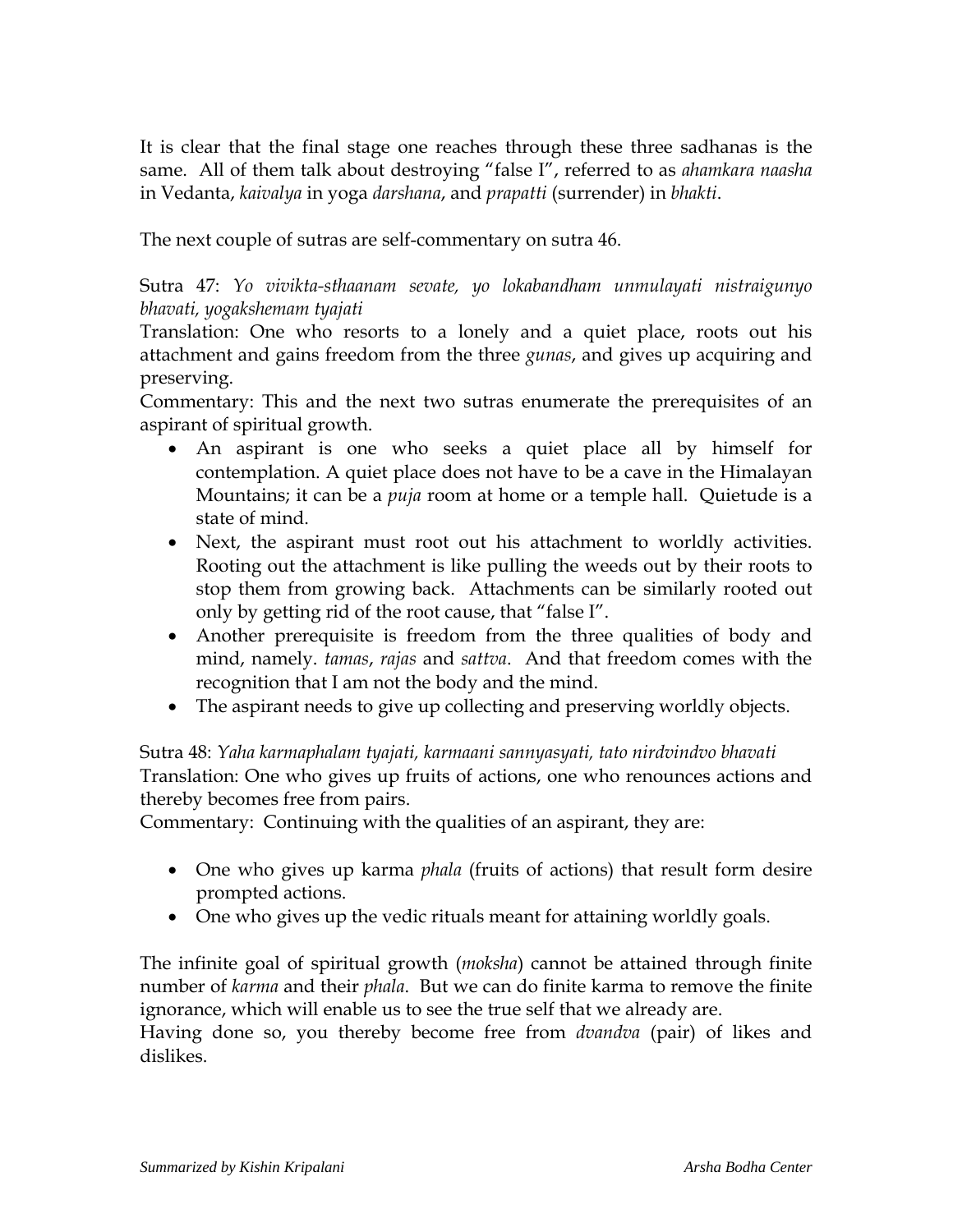It is clear that the final stage one reaches through these three sadhanas is the same. All of them talk about destroying "false I", referred to as *ahamkara naasha* in Vedanta, *kaivalya* in yoga *darshana*, and *prapatti* (surrender) in *bhakti*.

The next couple of sutras are self-commentary on sutra 46.

Sutra 47: *Yo vivikta-sthaanam sevate, yo lokabandham unmulayati nistraigunyo bhavati, yogakshemam tyajati*

Translation: One who resorts to a lonely and a quiet place, roots out his attachment and gains freedom from the three *gunas*, and gives up acquiring and preserving.

Commentary: This and the next two sutras enumerate the prerequisites of an aspirant of spiritual growth.

- An aspirant is one who seeks a quiet place all by himself for contemplation. A quiet place does not have to be a cave in the Himalayan Mountains; it can be a *puja* room at home or a temple hall. Quietude is a state of mind.
- Next, the aspirant must root out his attachment to worldly activities. Rooting out the attachment is like pulling the weeds out by their roots to stop them from growing back. Attachments can be similarly rooted out only by getting rid of the root cause, that "false I".
- Another prerequisite is freedom from the three qualities of body and mind, namely. *tamas*, *rajas* and *sattva*. And that freedom comes with the recognition that I am not the body and the mind.
- The aspirant needs to give up collecting and preserving worldly objects.

Sutra 48: *Yaha karmaphalam tyajati, karmaani sannyasyati, tato nirdvindvo bhavati*

Translation: One who gives up fruits of actions, one who renounces actions and thereby becomes free from pairs.

Commentary: Continuing with the qualities of an aspirant, they are:

- One who gives up karma *phala* (fruits of actions) that result form desire prompted actions.
- One who gives up the vedic rituals meant for attaining worldly goals.

The infinite goal of spiritual growth (*moksha*) cannot be attained through finite number of *karma* and their *phala*. But we can do finite karma to remove the finite ignorance, which will enable us to see the true self that we already are.

Having done so, you thereby become free from *dvandva* (pair) of likes and dislikes.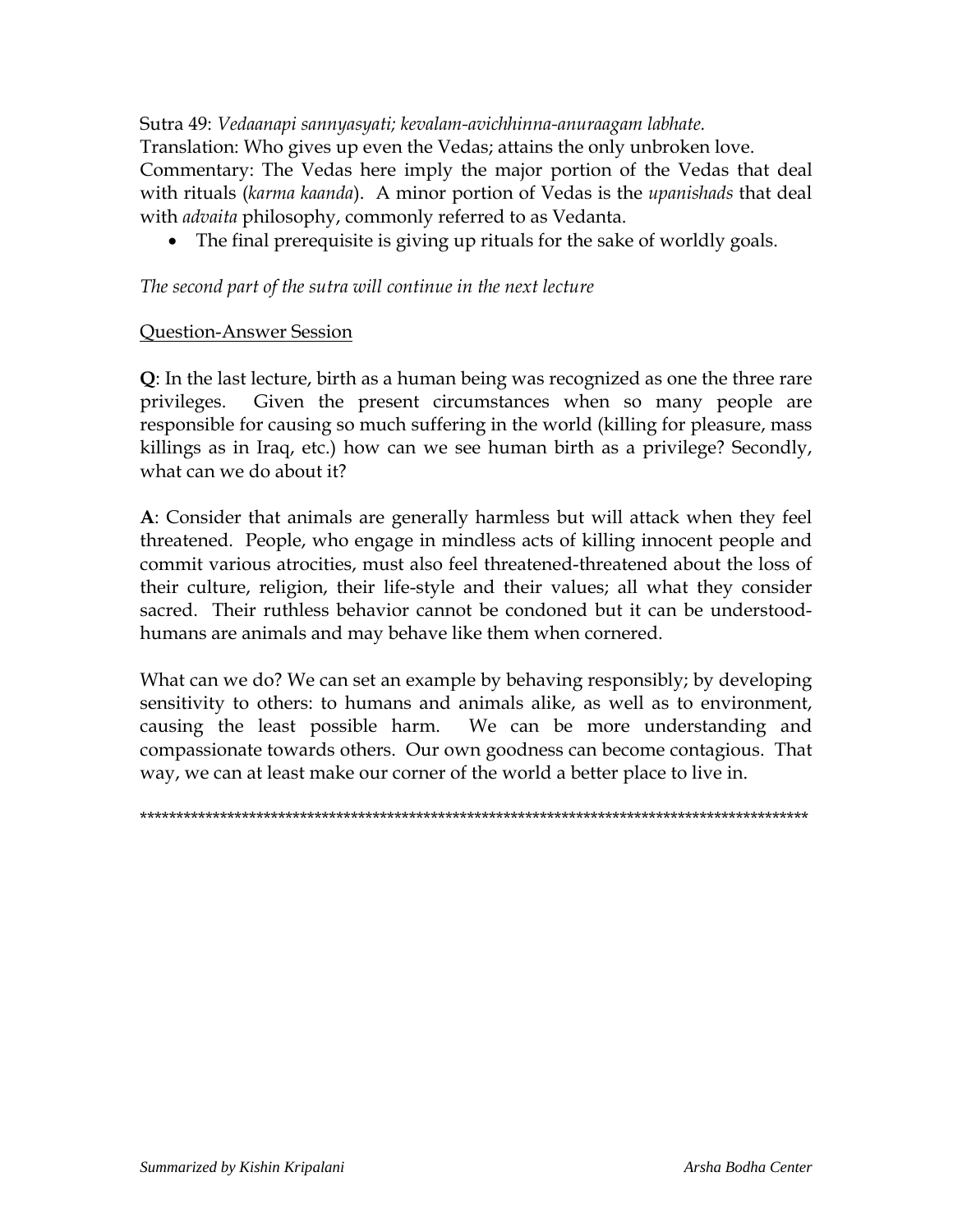Sutra 49: *Vedaanapi sannyasyati; kevalam-avichhinna-anuraagam labhate.*
Translation: Who gives up even the Vedas; attains the only unbroken love.
Commentary: The Vedas here imply the major portion of the Vedas that deal with rituals (*karma kaanda*). A minor portion of Vedas is the *upanishads* that deal with *advaita* philosophy, commonly referred to as Vedanta.

- The final prerequisite is giving up rituals for the sake of worldly goals.

*The second part of the sutra will continue in the next lecture*

Question-Answer Session

**Q**: In the last lecture, birth as a human being was recognized as one the three rare privileges. Given the present circumstances when so many people are responsible for causing so much suffering in the world (killing for pleasure, mass killings as in Iraq, etc.) how can we see human birth as a privilege? Secondly, what can we do about it?

**A**: Consider that animals are generally harmless but will attack when they feel threatened. People, who engage in mindless acts of killing innocent people and commit various atrocities, must also feel threatened-threatened about the loss of their culture, religion, their life-style and their values; all what they consider sacred. Their ruthless behavior cannot be condoned but it can be understood-humans are animals and may behave like them when cornered.

What can we do? We can set an example by behaving responsibly; by developing sensitivity to others: to humans and animals alike, as well as to environment, causing the least possible harm. We can be more understanding and compassionate towards others. Our own goodness can become contagious. That way, we can at least make our corner of the world a better place to live in.

*************************************************************************************************

*Summarized by Kishin Kripalani* *Arsha Bodha Center*